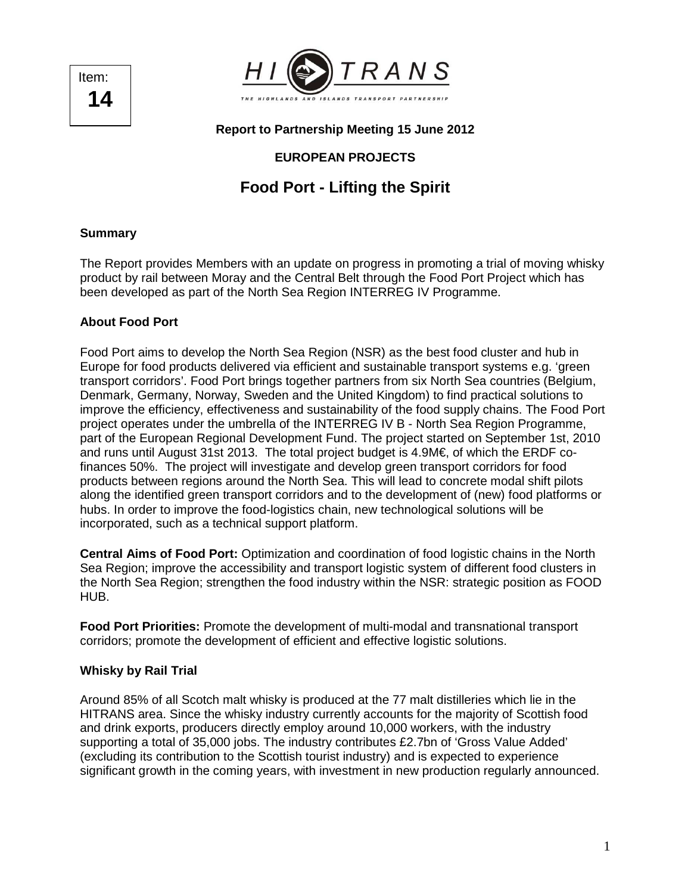Item:
**14**

HI TRANS
THE HIGHLANDS AND ISLANDS TRANSPORT PARTNERSHIP

**Report to Partnership Meeting 15 June 2012**

**EUROPEAN PROJECTS**

# Food Port - Lifting the Spirit

### Summary

The Report provides Members with an update on progress in promoting a trial of moving whisky product by rail between Moray and the Central Belt through the Food Port Project which has been developed as part of the North Sea Region INTERREG IV Programme.

### About Food Port

Food Port aims to develop the North Sea Region (NSR) as the best food cluster and hub in Europe for food products delivered via efficient and sustainable transport systems e.g. 'green transport corridors'. Food Port brings together partners from six North Sea countries (Belgium, Denmark, Germany, Norway, Sweden and the United Kingdom) to find practical solutions to improve the efficiency, effectiveness and sustainability of the food supply chains. The Food Port project operates under the umbrella of the INTERREG IV B - North Sea Region Programme, part of the European Regional Development Fund. The project started on September 1st, 2010 and runs until August 31st 2013. The total project budget is 4.9M€, of which the ERDF co-finances 50%. The project will investigate and develop green transport corridors for food products between regions around the North Sea. This will lead to concrete modal shift pilots along the identified green transport corridors and to the development of (new) food platforms or hubs. In order to improve the food-logistics chain, new technological solutions will be incorporated, such as a technical support platform.

**Central Aims of Food Port:** Optimization and coordination of food logistic chains in the North Sea Region; improve the accessibility and transport logistic system of different food clusters in the North Sea Region; strengthen the food industry within the NSR: strategic position as FOOD HUB.

**Food Port Priorities:** Promote the development of multi-modal and transnational transport corridors; promote the development of efficient and effective logistic solutions.

### Whisky by Rail Trial

Around 85% of all Scotch malt whisky is produced at the 77 malt distilleries which lie in the HITRANS area. Since the whisky industry currently accounts for the majority of Scottish food and drink exports, producers directly employ around 10,000 workers, with the industry supporting a total of 35,000 jobs. The industry contributes £2.7bn of 'Gross Value Added' (excluding its contribution to the Scottish tourist industry) and is expected to experience significant growth in the coming years, with investment in new production regularly announced.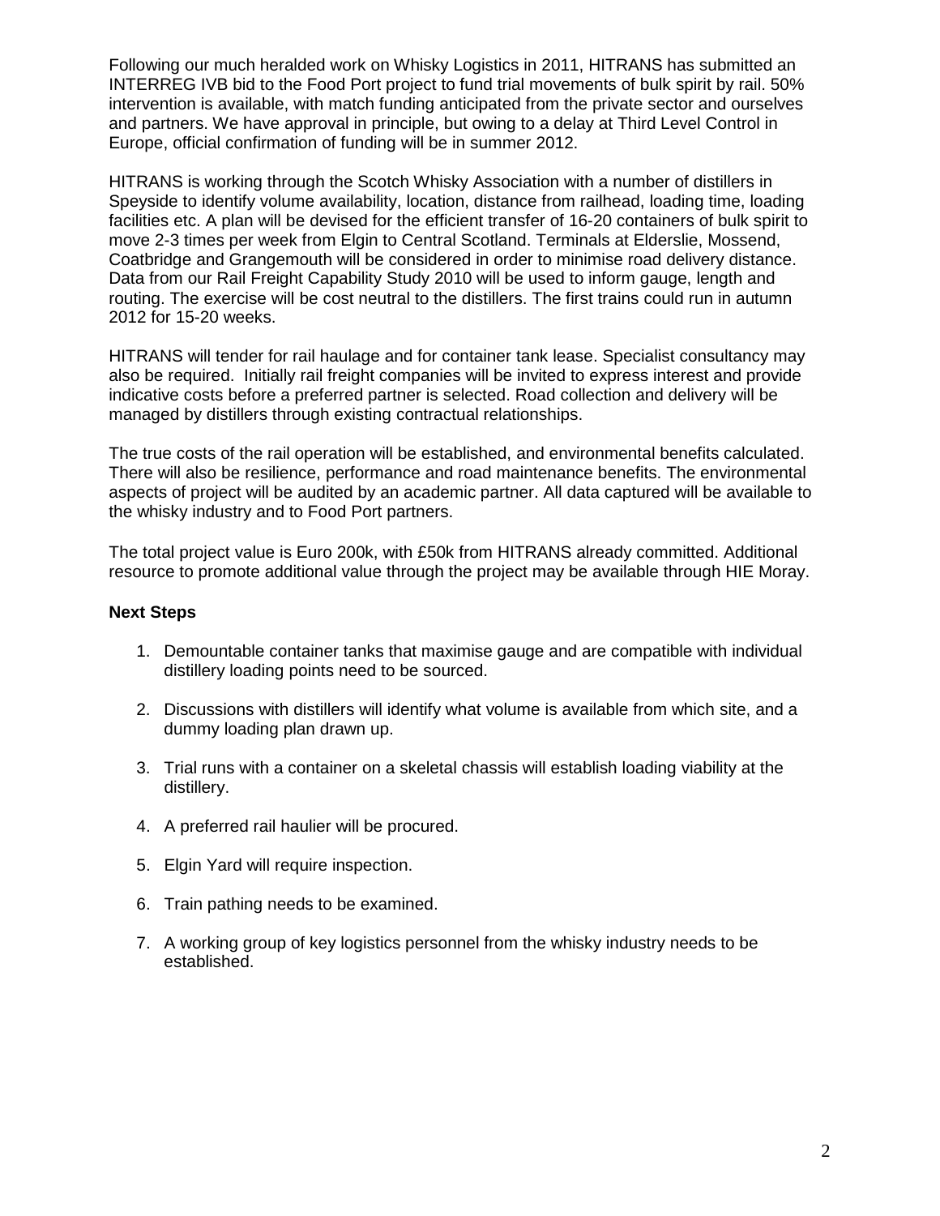Following our much heralded work on Whisky Logistics in 2011, HITRANS has submitted an INTERREG IVB bid to the Food Port project to fund trial movements of bulk spirit by rail. 50% intervention is available, with match funding anticipated from the private sector and ourselves and partners. We have approval in principle, but owing to a delay at Third Level Control in Europe, official confirmation of funding will be in summer 2012.

HITRANS is working through the Scotch Whisky Association with a number of distillers in Speyside to identify volume availability, location, distance from railhead, loading time, loading facilities etc. A plan will be devised for the efficient transfer of 16-20 containers of bulk spirit to move 2-3 times per week from Elgin to Central Scotland. Terminals at Elderslie, Mossend, Coatbridge and Grangemouth will be considered in order to minimise road delivery distance. Data from our Rail Freight Capability Study 2010 will be used to inform gauge, length and routing. The exercise will be cost neutral to the distillers. The first trains could run in autumn 2012 for 15-20 weeks.

HITRANS will tender for rail haulage and for container tank lease. Specialist consultancy may also be required. Initially rail freight companies will be invited to express interest and provide indicative costs before a preferred partner is selected. Road collection and delivery will be managed by distillers through existing contractual relationships.

The true costs of the rail operation will be established, and environmental benefits calculated. There will also be resilience, performance and road maintenance benefits. The environmental aspects of project will be audited by an academic partner. All data captured will be available to the whisky industry and to Food Port partners.

The total project value is Euro 200k, with £50k from HITRANS already committed. Additional resource to promote additional value through the project may be available through HIE Moray.

**Next Steps**

1. Demountable container tanks that maximise gauge and are compatible with individual distillery loading points need to be sourced.

2. Discussions with distillers will identify what volume is available from which site, and a dummy loading plan drawn up.

3. Trial runs with a container on a skeletal chassis will establish loading viability at the distillery.

4. A preferred rail haulier will be procured.

5. Elgin Yard will require inspection.

6. Train pathing needs to be examined.

7. A working group of key logistics personnel from the whisky industry needs to be established.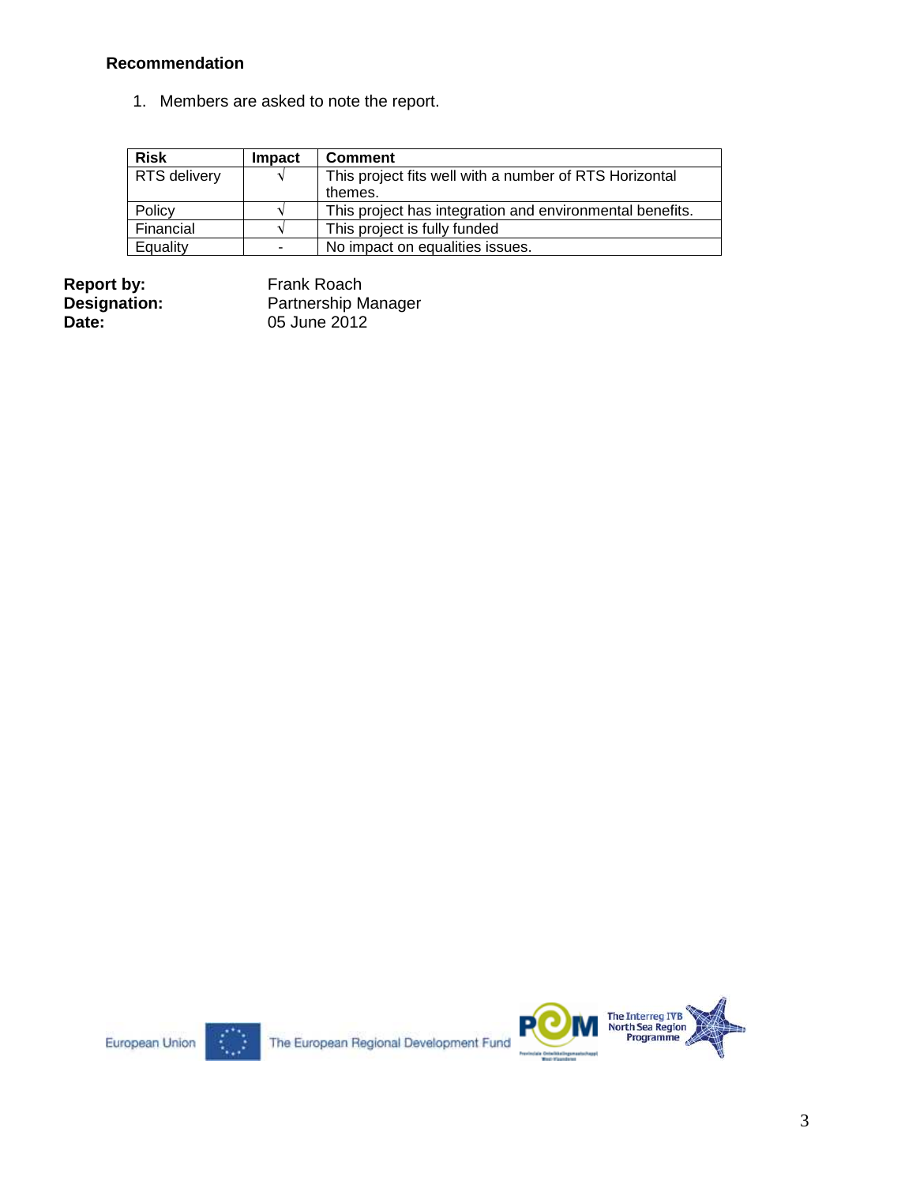**Recommendation**

1. Members are asked to note the report.

| Risk | Impact | Comment |
|---|---|---|
| RTS delivery | √ | This project fits well with a number of RTS Horizontal themes. |
| Policy | √ | This project has integration and environmental benefits. |
| Financial | √ | This project is fully funded |
| Equality | - | No impact on equalities issues. |

**Report by:** Frank Roach
**Designation:** Partnership Manager
**Date:** 05 June 2012

European Union The European Regional Development Fund

The Interreg IVB North Sea Region Programme